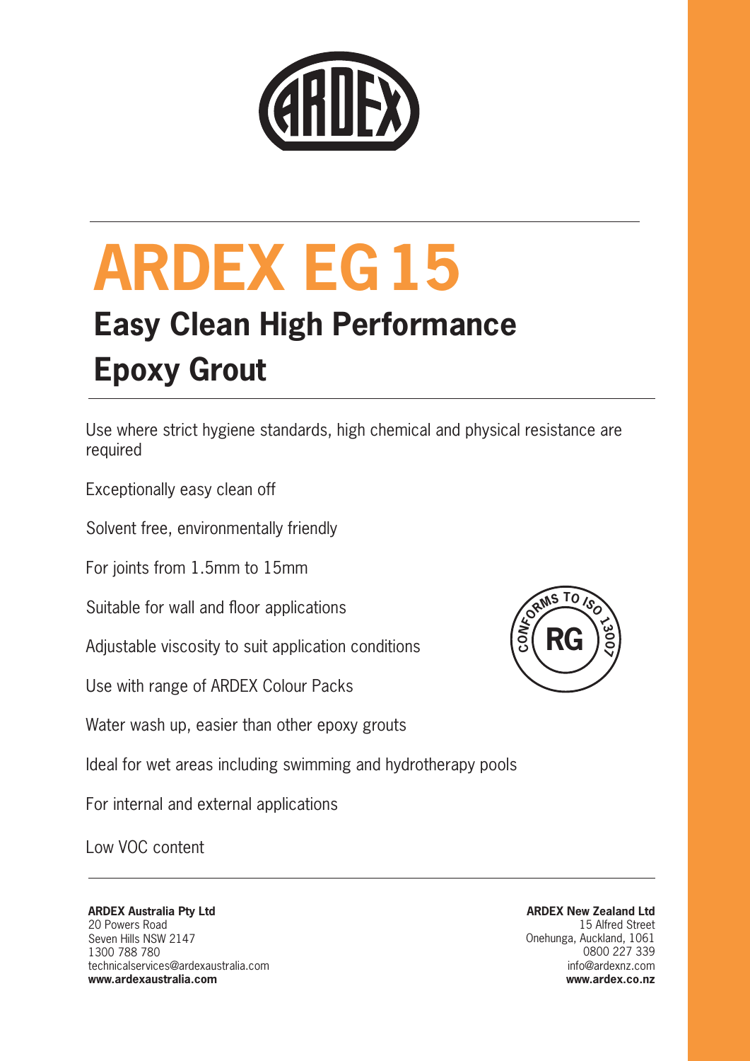# ARDEX EG 15

## Easy Clean High Performance Epoxy Grout

Use where strict hygiene standards, high chemical and physical resistance are required

Exceptionally easy clean off

Solvent free, environmentally friendly

For joints from 1.5mm to 15mm

Suitable for wall and floor applications

Adjustable viscosity to suit application conditions

Use with range of ARDEX Colour Packs

Water wash up, easier than other epoxy grouts

Ideal for wet areas including swimming and hydrotherapy pools

For internal and external applications

Low VOC content

CONFORMS TO ISO 13007 RG

**ARDEX Australia Pty Ltd**
20 Powers Road
Seven Hills NSW 2147
1300 788 780
technicalservices@ardexaustralia.com
**www.ardexaustralia.com**

**ARDEX New Zealand Ltd**
15 Alfred Street
Onehunga, Auckland, 1061
0800 227 339
info@ardexnz.com
**www.ardex.co.nz**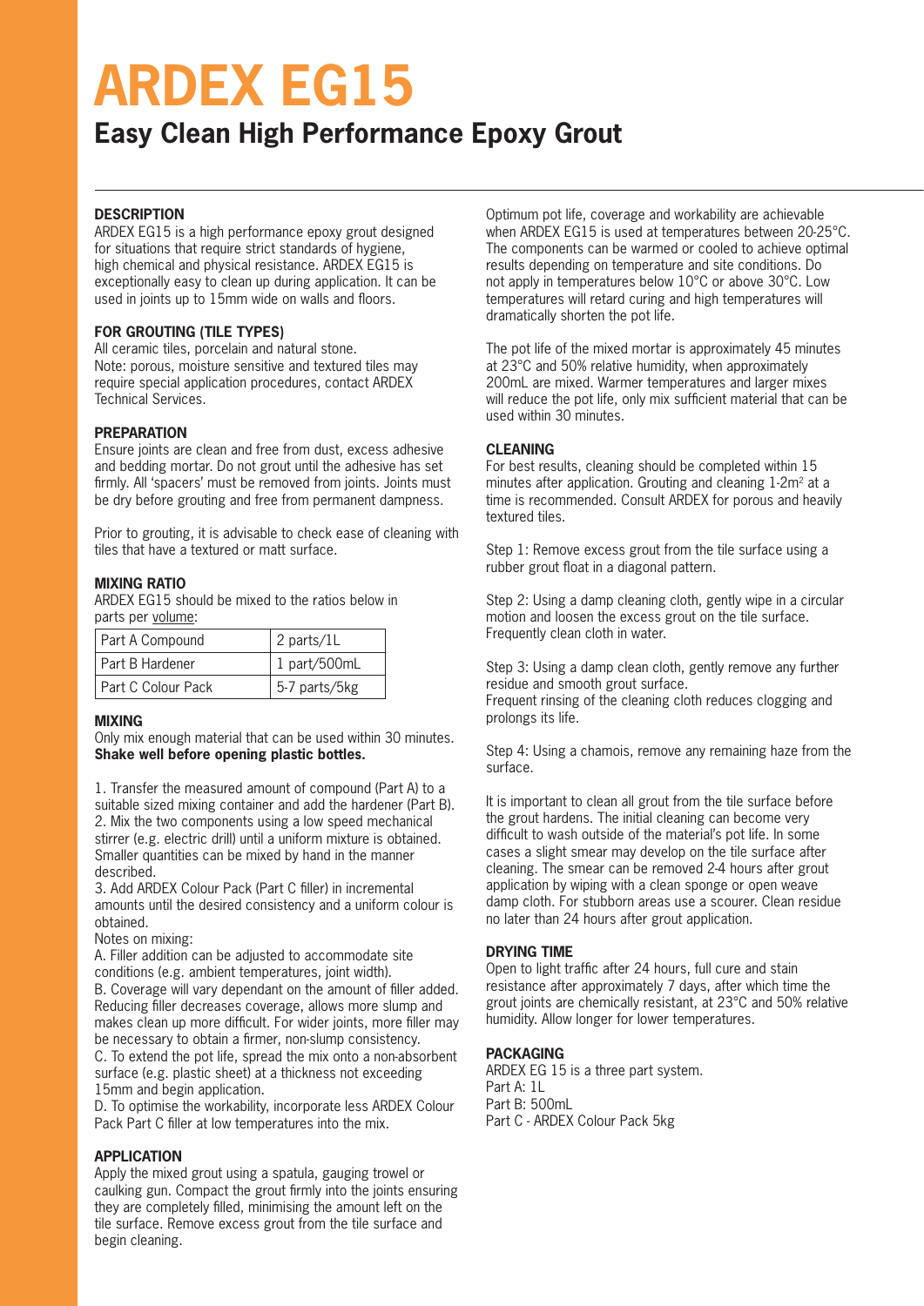# ARDEX EG15

## Easy Clean High Performance Epoxy Grout

### DESCRIPTION

ARDEX EG15 is a high performance epoxy grout designed for situations that require strict standards of hygiene, high chemical and physical resistance. ARDEX EG15 is exceptionally easy to clean up during application. It can be used in joints up to 15mm wide on walls and floors.

### FOR GROUTING (TILE TYPES)

All ceramic tiles, porcelain and natural stone.
Note: porous, moisture sensitive and textured tiles may require special application procedures, contact ARDEX Technical Services.

### PREPARATION

Ensure joints are clean and free from dust, excess adhesive and bedding mortar. Do not grout until the adhesive has set firmly. All 'spacers' must be removed from joints. Joints must be dry before grouting and free from permanent dampness.

Prior to grouting, it is advisable to check ease of cleaning with tiles that have a textured or matt surface.

### MIXING RATIO

ARDEX EG15 should be mixed to the ratios below in parts per volume:

| Part A Compound | 2 parts/1L |
|---|---|
| Part B Hardener | 1 part/500mL |
| Part C Colour Pack | 5-7 parts/5kg |

### MIXING

Only mix enough material that can be used within 30 minutes.
**Shake well before opening plastic bottles.**

1. Transfer the measured amount of compound (Part A) to a suitable sized mixing container and add the hardener (Part B).
2. Mix the two components using a low speed mechanical stirrer (e.g. electric drill) until a uniform mixture is obtained. Smaller quantities can be mixed by hand in the manner described.
3. Add ARDEX Colour Pack (Part C filler) in incremental amounts until the desired consistency and a uniform colour is obtained.

Notes on mixing:
A. Filler addition can be adjusted to accommodate site conditions (e.g. ambient temperatures, joint width).
B. Coverage will vary dependant on the amount of filler added. Reducing filler decreases coverage, allows more slump and makes clean up more difficult. For wider joints, more filler may be necessary to obtain a firmer, non-slump consistency.
C. To extend the pot life, spread the mix onto a non-absorbent surface (e.g. plastic sheet) at a thickness not exceeding 15mm and begin application.
D. To optimise the workability, incorporate less ARDEX Colour Pack Part C filler at low temperatures into the mix.

### APPLICATION

Apply the mixed grout using a spatula, gauging trowel or caulking gun. Compact the grout firmly into the joints ensuring they are completely filled, minimising the amount left on the tile surface. Remove excess grout from the tile surface and begin cleaning.

Optimum pot life, coverage and workability are achievable when ARDEX EG15 is used at temperatures between 20-25°C. The components can be warmed or cooled to achieve optimal results depending on temperature and site conditions. Do not apply in temperatures below 10°C or above 30°C. Low temperatures will retard curing and high temperatures will dramatically shorten the pot life.

The pot life of the mixed mortar is approximately 45 minutes at 23°C and 50% relative humidity, when approximately 200mL are mixed. Warmer temperatures and larger mixes will reduce the pot life, only mix sufficient material that can be used within 30 minutes.

### CLEANING

For best results, cleaning should be completed within 15 minutes after application. Grouting and cleaning 1-2m$^2$ at a time is recommended. Consult ARDEX for porous and heavily textured tiles.

Step 1: Remove excess grout from the tile surface using a rubber grout float in a diagonal pattern.

Step 2: Using a damp cleaning cloth, gently wipe in a circular motion and loosen the excess grout on the tile surface. Frequently clean cloth in water.

Step 3: Using a damp clean cloth, gently remove any further residue and smooth grout surface.
Frequent rinsing of the cleaning cloth reduces clogging and prolongs its life.

Step 4: Using a chamois, remove any remaining haze from the surface.

It is important to clean all grout from the tile surface before the grout hardens. The initial cleaning can become very difficult to wash outside of the material's pot life. In some cases a slight smear may develop on the tile surface after cleaning. The smear can be removed 2-4 hours after grout application by wiping with a clean sponge or open weave damp cloth. For stubborn areas use a scourer. Clean residue no later than 24 hours after grout application.

### DRYING TIME

Open to light traffic after 24 hours, full cure and stain resistance after approximately 7 days, after which time the grout joints are chemically resistant, at 23°C and 50% relative humidity. Allow longer for lower temperatures.

### PACKAGING

ARDEX EG 15 is a three part system.
Part A: 1L
Part B: 500mL
Part C - ARDEX Colour Pack 5kg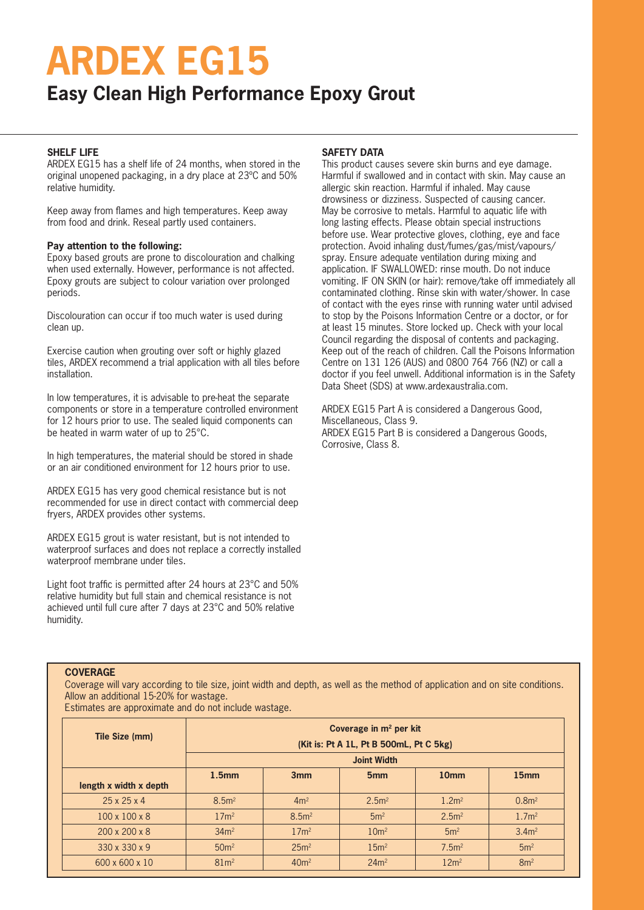# ARDEX EG15

## Easy Clean High Performance Epoxy Grout

### SHELF LIFE

ARDEX EG15 has a shelf life of 24 months, when stored in the original unopened packaging, in a dry place at 23ºC and 50% relative humidity.

Keep away from flames and high temperatures. Keep away from food and drink. Reseal partly used containers.

**Pay attention to the following:**

Epoxy based grouts are prone to discolouration and chalking when used externally. However, performance is not affected. Epoxy grouts are subject to colour variation over prolonged periods.

Discolouration can occur if too much water is used during clean up.

Exercise caution when grouting over soft or highly glazed tiles, ARDEX recommend a trial application with all tiles before installation.

In low temperatures, it is advisable to pre-heat the separate components or store in a temperature controlled environment for 12 hours prior to use. The sealed liquid components can be heated in warm water of up to 25°C.

In high temperatures, the material should be stored in shade or an air conditioned environment for 12 hours prior to use.

ARDEX EG15 has very good chemical resistance but is not recommended for use in direct contact with commercial deep fryers, ARDEX provides other systems.

ARDEX EG15 grout is water resistant, but is not intended to waterproof surfaces and does not replace a correctly installed waterproof membrane under tiles.

Light foot traffic is permitted after 24 hours at 23°C and 50% relative humidity but full stain and chemical resistance is not achieved until full cure after 7 days at 23°C and 50% relative humidity.

### SAFETY DATA

This product causes severe skin burns and eye damage. Harmful if swallowed and in contact with skin. May cause an allergic skin reaction. Harmful if inhaled. May cause drowsiness or dizziness. Suspected of causing cancer. May be corrosive to metals. Harmful to aquatic life with long lasting effects. Please obtain special instructions before use. Wear protective gloves, clothing, eye and face protection. Avoid inhaling dust/fumes/gas/mist/vapours/spray. Ensure adequate ventilation during mixing and application. IF SWALLOWED: rinse mouth. Do not induce vomiting. IF ON SKIN (or hair): remove/take off immediately all contaminated clothing. Rinse skin with water/shower. In case of contact with the eyes rinse with running water until advised to stop by the Poisons Information Centre or a doctor, or for at least 15 minutes. Store locked up. Check with your local Council regarding the disposal of contents and packaging. Keep out of the reach of children. Call the Poisons Information Centre on 131 126 (AUS) and 0800 764 766 (NZ) or call a doctor if you feel unwell. Additional information is in the Safety Data Sheet (SDS) at www.ardexaustralia.com.

ARDEX EG15 Part A is considered a Dangerous Good, Miscellaneous, Class 9.
ARDEX EG15 Part B is considered a Dangerous Goods, Corrosive, Class 8.

### COVERAGE

Coverage will vary according to tile size, joint width and depth, as well as the method of application and on site conditions. Allow an additional 15-20% for wastage.
Estimates are approximate and do not include wastage.

| Tile Size (mm) | Coverage in m² per kit (Kit is: Pt A 1L, Pt B 500mL, Pt C 5kg) | | | | |
|---|---|---|---|---|---|
| | Joint Width | | | | |
| length x width x depth | 1.5mm | 3mm | 5mm | 10mm | 15mm |
| 25 x 25 x 4 | 8.5m² | 4m² | 2.5m² | 1.2m² | 0.8m² |
| 100 x 100 x 8 | 17m² | 8.5m² | 5m² | 2.5m² | 1.7m² |
| 200 x 200 x 8 | 34m² | 17m² | 10m² | 5m² | 3.4m² |
| 330 x 330 x 9 | 50m² | 25m² | 15m² | 7.5m² | 5m² |
| 600 x 600 x 10 | 81m² | 40m² | 24m² | 12m² | 8m² |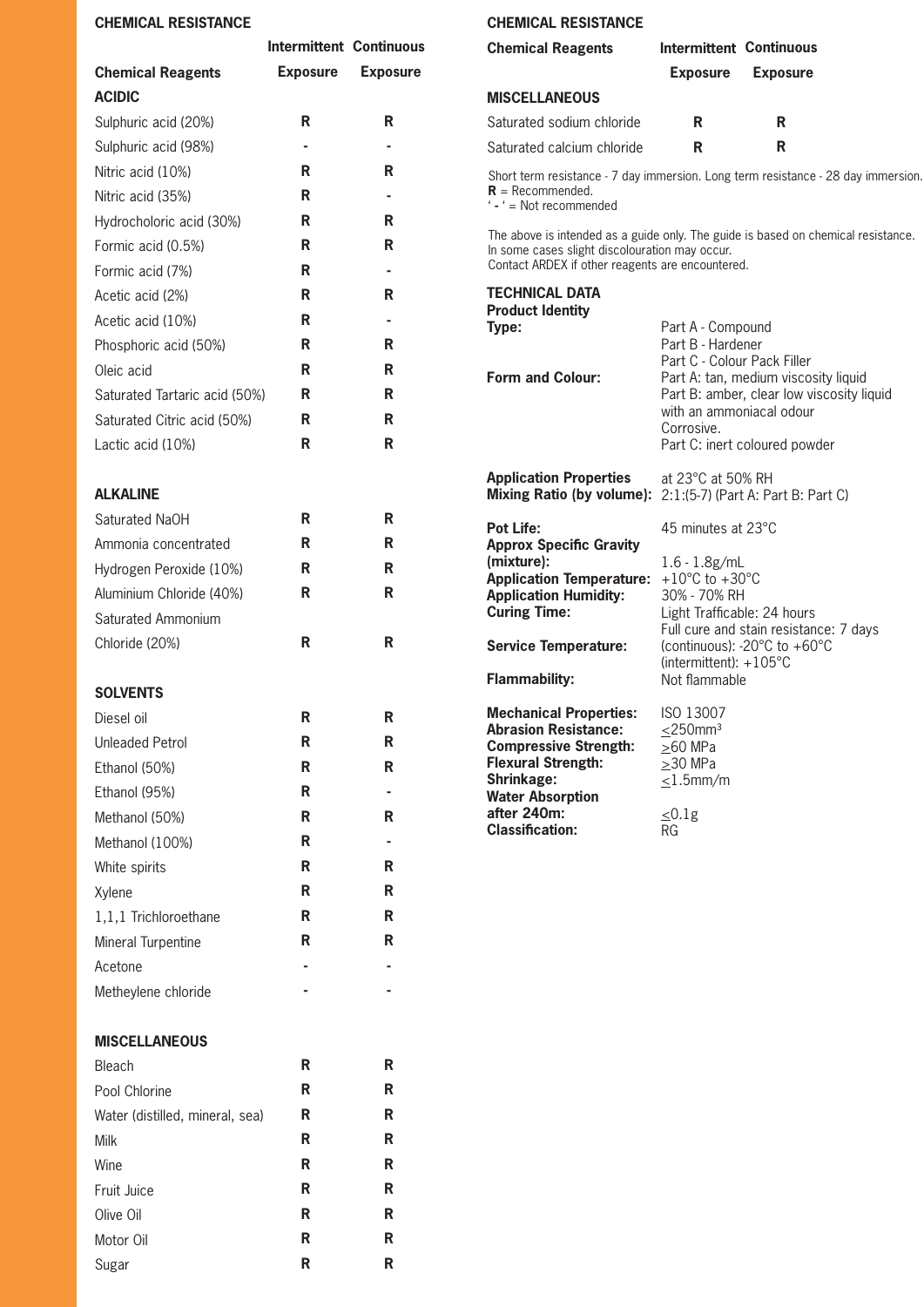## CHEMICAL RESISTANCE

| Chemical Reagents | Intermittent Exposure | Continuous Exposure |
|---|---|---|
| **ACIDIC** | | |
| Sulphuric acid (20%) | R | R |
| Sulphuric acid (98%) | - | - |
| Nitric acid (10%) | R | R |
| Nitric acid (35%) | R | - |
| Hydrocholoric acid (30%) | R | R |
| Formic acid (0.5%) | R | R |
| Formic acid (7%) | R | - |
| Acetic acid (2%) | R | R |
| Acetic acid (10%) | R | - |
| Phosphoric acid (50%) | R | R |
| Oleic acid | R | R |
| Saturated Tartaric acid (50%) | R | R |
| Saturated Citric acid (50%) | R | R |
| Lactic acid (10%) | R | R |
| **ALKALINE** | | |
| Saturated NaOH | R | R |
| Ammonia concentrated | R | R |
| Hydrogen Peroxide (10%) | R | R |
| Aluminium Chloride (40%) | R | R |
| Saturated Ammonium Chloride (20%) | R | R |
| **SOLVENTS** | | |
| Diesel oil | R | R |
| Unleaded Petrol | R | R |
| Ethanol (50%) | R | R |
| Ethanol (95%) | R | - |
| Methanol (50%) | R | R |
| Methanol (100%) | R | - |
| White spirits | R | R |
| Xylene | R | R |
| 1,1,1 Trichloroethane | R | R |
| Mineral Turpentine | R | R |
| Acetone | - | - |
| Metheylene chloride | - | - |
| **MISCELLANEOUS** | | |
| Bleach | R | R |
| Pool Chlorine | R | R |
| Water (distilled, mineral, sea) | R | R |
| Milk | R | R |
| Wine | R | R |
| Fruit Juice | R | R |
| Olive Oil | R | R |
| Motor Oil | R | R |
| Sugar | R | R |
| Saturated sodium chloride | R | R |
| Saturated calcium chloride | R | R |

Short term resistance - 7 day immersion. Long term resistance - 28 day immersion.
**R** = Recommended.
' - ' = Not recommended

The above is intended as a guide only. The guide is based on chemical resistance.
In some cases slight discolouration may occur.
Contact ARDEX if other reagents are encountered.

## TECHNICAL DATA

**Product Identity**

**Type:** Part A - Compound
Part B - Hardener
Part C - Colour Pack Filler

**Form and Colour:** Part A: tan, medium viscosity liquid
Part B: amber, clear low viscosity liquid with an ammoniacal odour
Corrosive.
Part C: inert coloured powder

**Application Properties** at 23°C at 50% RH
**Mixing Ratio (by volume):** 2:1:(5-7) (Part A: Part B: Part C)

**Pot Life:** 45 minutes at 23°C
**Approx Specific Gravity (mixture):** 1.6 - 1.8g/mL
**Application Temperature:** +10°C to +30°C
**Application Humidity:** 30% - 70% RH
**Curing Time:** Light Trafficable: 24 hours
Full cure and stain resistance: 7 days
**Service Temperature:** (continuous): -20°C to +60°C
(intermittent): +105°C
**Flammability:** Not flammable

**Mechanical Properties:** ISO 13007
**Abrasion Resistance:** ≤250mm³
**Compressive Strength:** ≥60 MPa
**Flexural Strength:** ≥30 MPa
**Shrinkage:** ≤1.5mm/m
**Water Absorption after 240m:** ≤0.1g
**Classification:** RG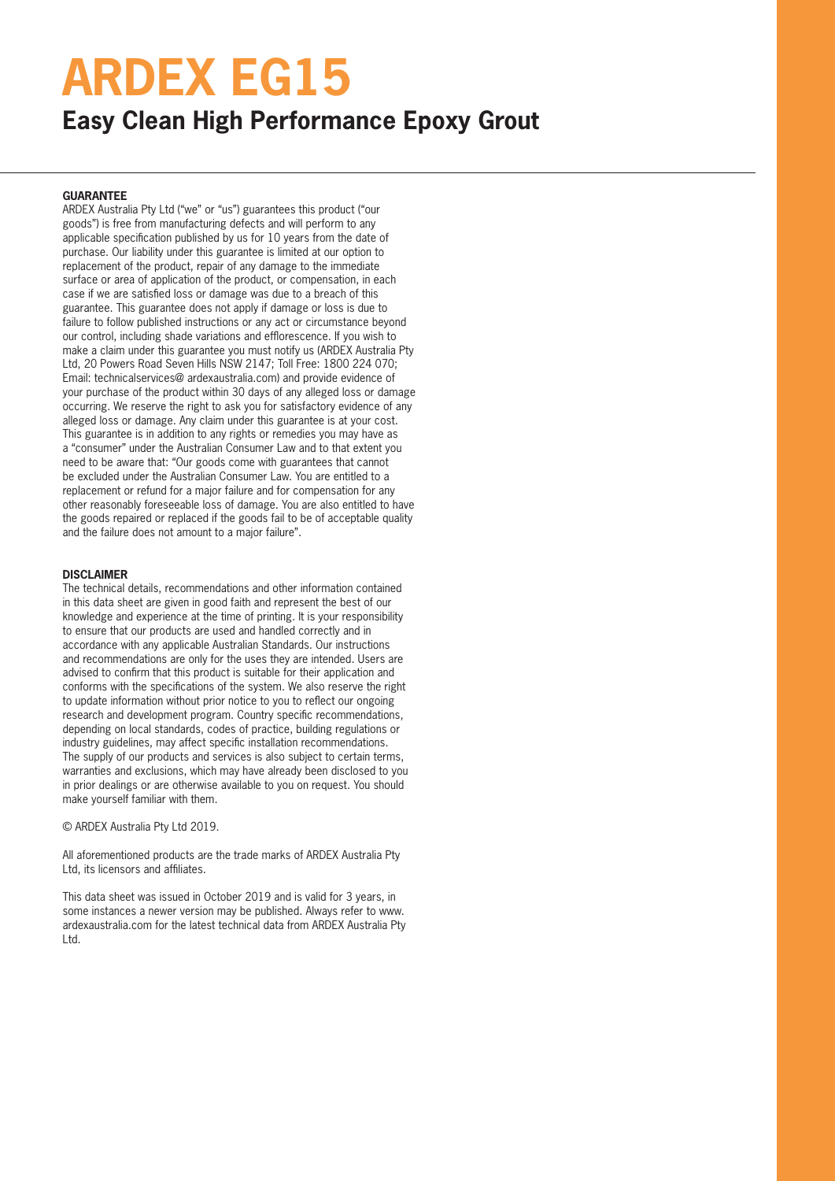# ARDEX EG15

## Easy Clean High Performance Epoxy Grout

**GUARANTEE**

ARDEX Australia Pty Ltd ("we" or "us") guarantees this product ("our goods") is free from manufacturing defects and will perform to any applicable specification published by us for 10 years from the date of purchase. Our liability under this guarantee is limited at our option to replacement of the product, repair of any damage to the immediate surface or area of application of the product, or compensation, in each case if we are satisfied loss or damage was due to a breach of this guarantee. This guarantee does not apply if damage or loss is due to failure to follow published instructions or any act or circumstance beyond our control, including shade variations and efflorescence. If you wish to make a claim under this guarantee you must notify us (ARDEX Australia Pty Ltd, 20 Powers Road Seven Hills NSW 2147; Toll Free: 1800 224 070; Email: technicalservices@ ardexaustralia.com) and provide evidence of your purchase of the product within 30 days of any alleged loss or damage occurring. We reserve the right to ask you for satisfactory evidence of any alleged loss or damage. Any claim under this guarantee is at your cost. This guarantee is in addition to any rights or remedies you may have as a "consumer" under the Australian Consumer Law and to that extent you need to be aware that: "Our goods come with guarantees that cannot be excluded under the Australian Consumer Law. You are entitled to a replacement or refund for a major failure and for compensation for any other reasonably foreseeable loss of damage. You are also entitled to have the goods repaired or replaced if the goods fail to be of acceptable quality and the failure does not amount to a major failure".

**DISCLAIMER**

The technical details, recommendations and other information contained in this data sheet are given in good faith and represent the best of our knowledge and experience at the time of printing. It is your responsibility to ensure that our products are used and handled correctly and in accordance with any applicable Australian Standards. Our instructions and recommendations are only for the uses they are intended. Users are advised to confirm that this product is suitable for their application and conforms with the specifications of the system. We also reserve the right to update information without prior notice to you to reflect our ongoing research and development program. Country specific recommendations, depending on local standards, codes of practice, building regulations or industry guidelines, may affect specific installation recommendations. The supply of our products and services is also subject to certain terms, warranties and exclusions, which may have already been disclosed to you in prior dealings or are otherwise available to you on request. You should make yourself familiar with them.

© ARDEX Australia Pty Ltd 2019.

All aforementioned products are the trade marks of ARDEX Australia Pty Ltd, its licensors and affiliates.

This data sheet was issued in October 2019 and is valid for 3 years, in some instances a newer version may be published. Always refer to www. ardexaustralia.com for the latest technical data from ARDEX Australia Pty Ltd.